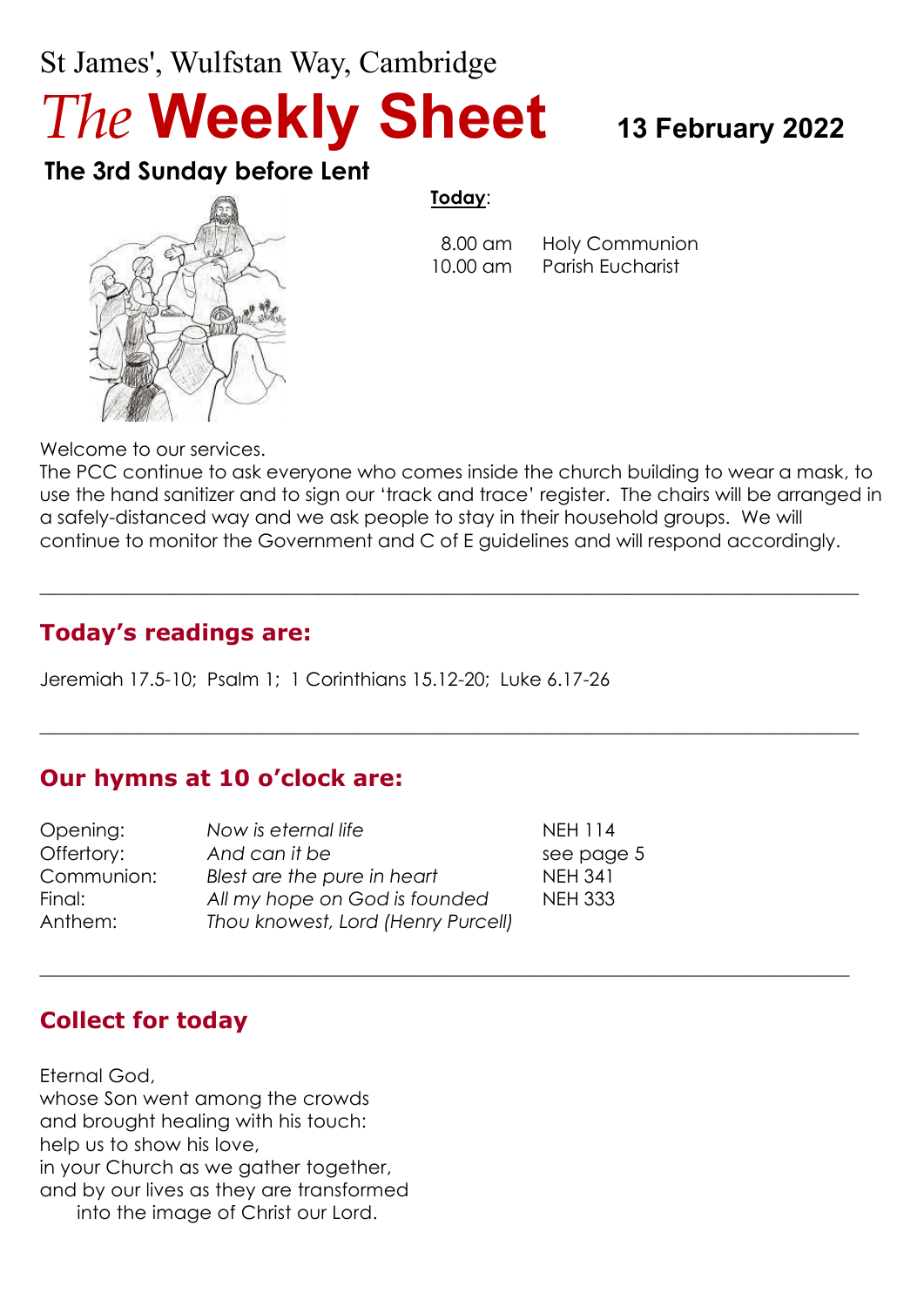St James', Wulfstan Way, Cambridge

# *The* **Weekly Sheet**

**13 February 2022**

## The 3rd Sunday before Lent

**Today**:

| | |
|---|---|
| 8.00 am | Holy Communion |
| 10.00 am | Parish Eucharist |

Welcome to our services.

The PCC continue to ask everyone who comes inside the church building to wear a mask, to use the hand sanitizer and to sign our 'track and trace' register. The chairs will be arranged in a safely-distanced way and we ask people to stay in their household groups. We will continue to monitor the Government and C of E guidelines and will respond accordingly.

---

## Today's readings are:

Jeremiah 17.5-10; Psalm 1; 1 Corinthians 15.12-20; Luke 6.17-26

---

## Our hymns at 10 o'clock are:

| | | |
|---|---|---|
| Opening: | *Now is eternal life* | NEH 114 |
| Offertory: | *And can it be* | see page 5 |
| Communion: | *Blest are the pure in heart* | NEH 341 |
| Final: | *All my hope on God is founded* | NEH 333 |
| Anthem: | *Thou knowest, Lord (Henry Purcell)* | |

---

## Collect for today

Eternal God,
whose Son went among the crowds
and brought healing with his touch:
help us to show his love,
in your Church as we gather together,
and by our lives as they are transformed
into the image of Christ our Lord.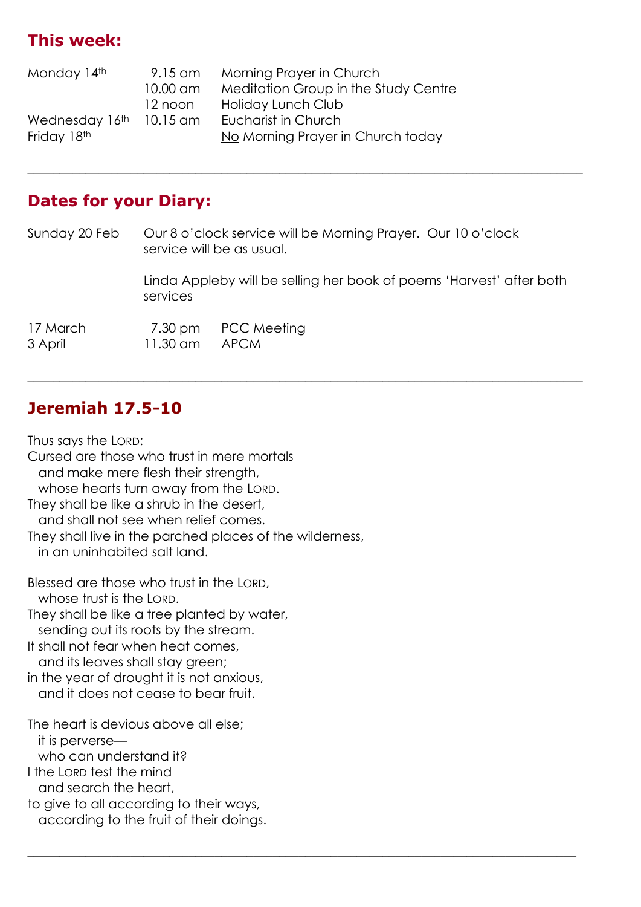## This week:

| | | |
|---|---|---|
| Monday 14th | 9.15 am | Morning Prayer in Church |
| | 10.00 am | Meditation Group in the Study Centre |
| | 12 noon | Holiday Lunch Club |
| Wednesday 16th | 10.15 am | Eucharist in Church |
| Friday 18th | | No Morning Prayer in Church today |

---

## Dates for your Diary:

Sunday 20 Feb — Our 8 o'clock service will be Morning Prayer. Our 10 o'clock service will be as usual.

Linda Appleby will be selling her book of poems 'Harvest' after both services

| | | |
|---|---|---|
| 17 March | 7.30 pm | PCC Meeting |
| 3 April | 11.30 am | APCM |

---

## Jeremiah 17.5-10

Thus says the LORD:
Cursed are those who trust in mere mortals
  and make mere flesh their strength,
  whose hearts turn away from the LORD.
They shall be like a shrub in the desert,
  and shall not see when relief comes.
They shall live in the parched places of the wilderness,
  in an uninhabited salt land.

Blessed are those who trust in the LORD,
  whose trust is the LORD.
They shall be like a tree planted by water,
  sending out its roots by the stream.
It shall not fear when heat comes,
  and its leaves shall stay green;
in the year of drought it is not anxious,
  and it does not cease to bear fruit.

The heart is devious above all else;
  it is perverse—
  who can understand it?
I the LORD test the mind
  and search the heart,
to give to all according to their ways,
  according to the fruit of their doings.

---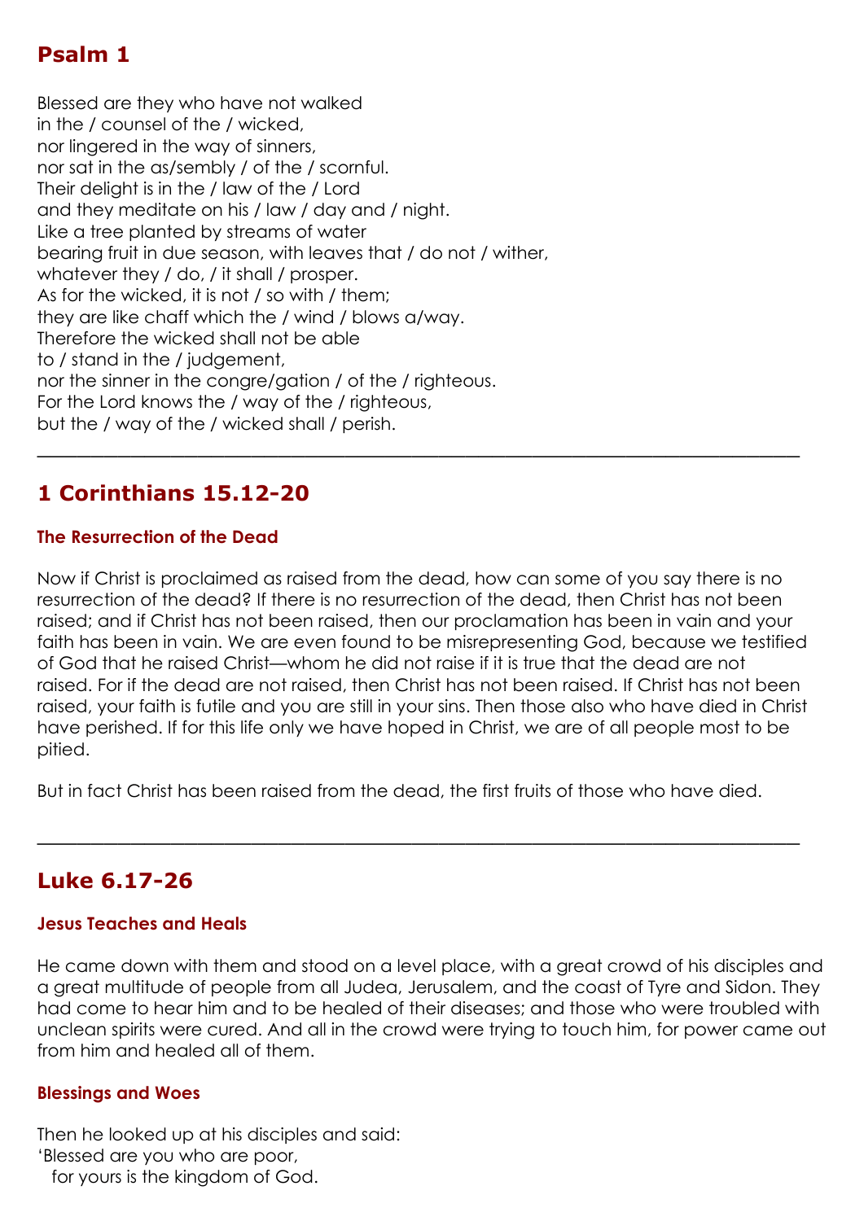## Psalm 1

Blessed are they who have not walked
in the / counsel of the / wicked,
nor lingered in the way of sinners,
nor sat in the as/sembly / of the / scornful.
Their delight is in the / law of the / Lord
and they meditate on his / law / day and / night.
Like a tree planted by streams of water
bearing fruit in due season, with leaves that / do not / wither,
whatever they / do, / it shall / prosper.
As for the wicked, it is not / so with / them;
they are like chaff which the / wind / blows a/way.
Therefore the wicked shall not be able
to / stand in the / judgement,
nor the sinner in the congre/gation / of the / righteous.
For the Lord knows the / way of the / righteous,
but the / way of the / wicked shall / perish.

---

## 1 Corinthians 15.12-20

### The Resurrection of the Dead

Now if Christ is proclaimed as raised from the dead, how can some of you say there is no resurrection of the dead? If there is no resurrection of the dead, then Christ has not been raised; and if Christ has not been raised, then our proclamation has been in vain and your faith has been in vain. We are even found to be misrepresenting God, because we testified of God that he raised Christ—whom he did not raise if it is true that the dead are not raised. For if the dead are not raised, then Christ has not been raised. If Christ has not been raised, your faith is futile and you are still in your sins. Then those also who have died in Christ have perished. If for this life only we have hoped in Christ, we are of all people most to be pitied.

But in fact Christ has been raised from the dead, the first fruits of those who have died.

---

## Luke 6.17-26

### Jesus Teaches and Heals

He came down with them and stood on a level place, with a great crowd of his disciples and a great multitude of people from all Judea, Jerusalem, and the coast of Tyre and Sidon. They had come to hear him and to be healed of their diseases; and those who were troubled with unclean spirits were cured. And all in the crowd were trying to touch him, for power came out from him and healed all of them.

### Blessings and Woes

Then he looked up at his disciples and said:
'Blessed are you who are poor,
 for yours is the kingdom of God.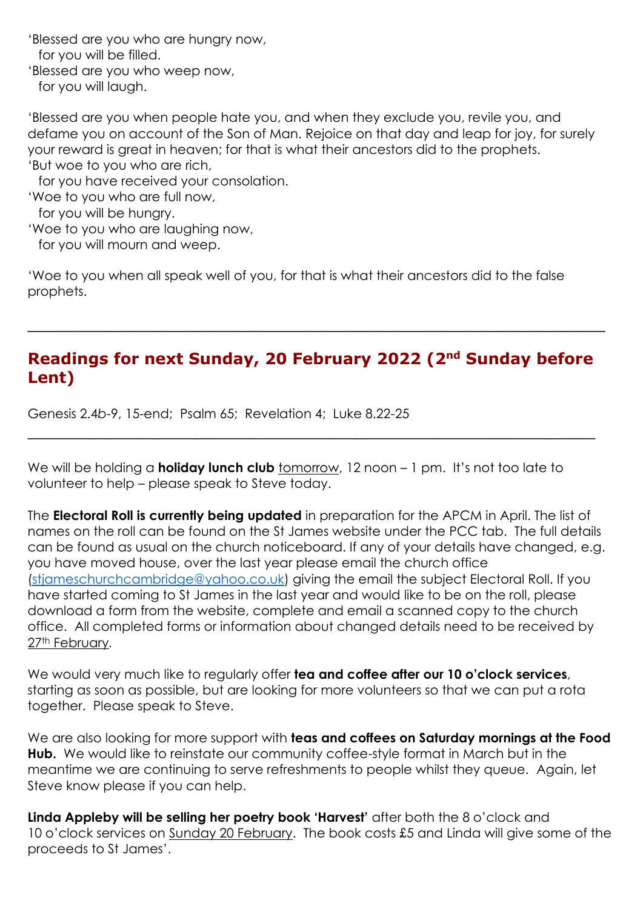'Blessed are you who are hungry now,  
  for you will be filled.  
'Blessed are you who weep now,  
  for you will laugh.

'Blessed are you when people hate you, and when they exclude you, revile you, and defame you on account of the Son of Man. Rejoice on that day and leap for joy, for surely your reward is great in heaven; for that is what their ancestors did to the prophets.  
'But woe to you who are rich,  
  for you have received your consolation.  
'Woe to you who are full now,  
  for you will be hungry.  
'Woe to you who are laughing now,  
  for you will mourn and weep.

'Woe to you when all speak well of you, for that is what their ancestors did to the false prophets.

---

## Readings for next Sunday, 20 February 2022 (2nd Sunday before Lent)

Genesis 2.4*b*-9, 15-end;  Psalm 65;  Revelation 4;  Luke 8.22-25

---

We will be holding a **holiday lunch club** tomorrow, 12 noon – 1 pm.  It's not too late to volunteer to help – please speak to Steve today.

The **Electoral Roll is currently being updated** in preparation for the APCM in April. The list of names on the roll can be found on the St James website under the PCC tab.  The full details can be found as usual on the church noticeboard. If any of your details have changed, e.g. you have moved house, over the last year please email the church office (stjameschurchcambridge@yahoo.co.uk) giving the email the subject Electoral Roll. If you have started coming to St James in the last year and would like to be on the roll, please download a form from the website, complete and email a scanned copy to the church office.  All completed forms or information about changed details need to be received by 27th February.

We would very much like to regularly offer **tea and coffee after our 10 o'clock services**, starting as soon as possible, but are looking for more volunteers so that we can put a rota together.  Please speak to Steve.

We are also looking for more support with **teas and coffees on Saturday mornings at the Food Hub.**  We would like to reinstate our community coffee-style format in March but in the meantime we are continuing to serve refreshments to people whilst they queue.  Again, let Steve know please if you can help.

**Linda Appleby will be selling her poetry book 'Harvest'** after both the 8 o'clock and 10 o'clock services on Sunday 20 February.  The book costs £5 and Linda will give some of the proceeds to St James'.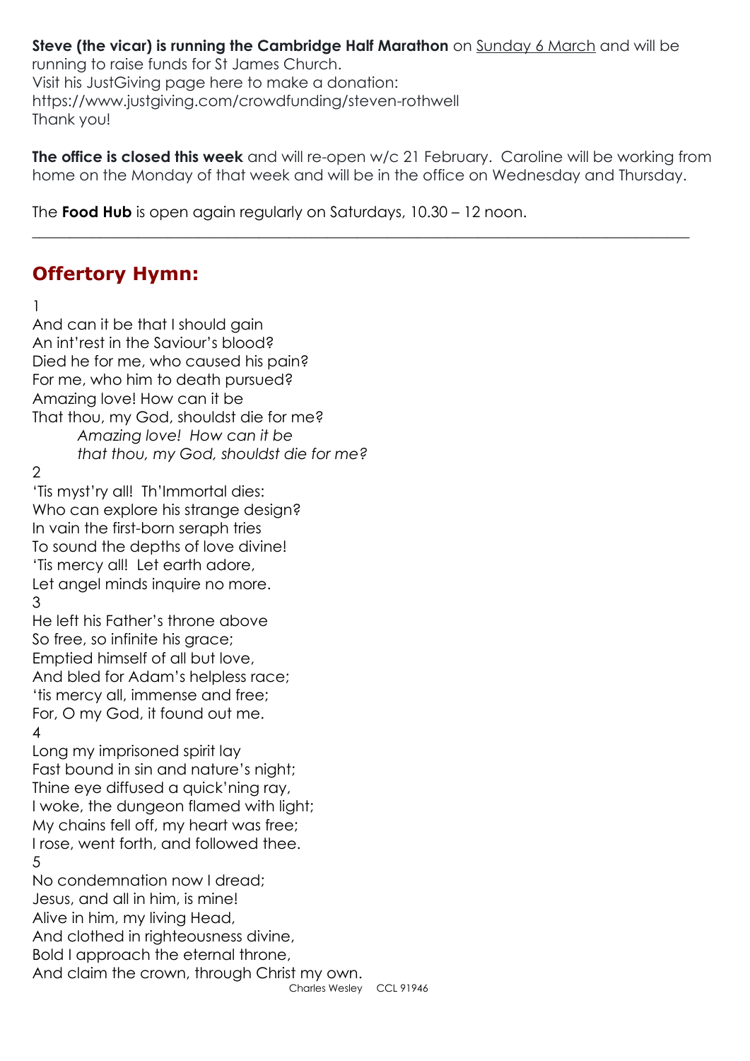**Steve (the vicar) is running the Cambridge Half Marathon** on Sunday 6 March and will be running to raise funds for St James Church.
Visit his JustGiving page here to make a donation:
https://www.justgiving.com/crowdfunding/steven-rothwell
Thank you!

**The office is closed this week** and will re-open w/c 21 February. Caroline will be working from home on the Monday of that week and will be in the office on Wednesday and Thursday.

The **Food Hub** is open again regularly on Saturdays, 10.30 – 12 noon.

---

## Offertory Hymn:

1
And can it be that I should gain
An int'rest in the Saviour's blood?
Died he for me, who caused his pain?
For me, who him to death pursued?
Amazing love! How can it be
That thou, my God, shouldst die for me?
*Amazing love! How can it be*
*that thou, my God, shouldst die for me?*

2
'Tis myst'ry all! Th'Immortal dies:
Who can explore his strange design?
In vain the first-born seraph tries
To sound the depths of love divine!
'Tis mercy all! Let earth adore,
Let angel minds inquire no more.

3
He left his Father's throne above
So free, so infinite his grace;
Emptied himself of all but love,
And bled for Adam's helpless race;
'tis mercy all, immense and free;
For, O my God, it found out me.

4
Long my imprisoned spirit lay
Fast bound in sin and nature's night;
Thine eye diffused a quick'ning ray,
I woke, the dungeon flamed with light;
My chains fell off, my heart was free;
I rose, went forth, and followed thee.

5
No condemnation now I dread;
Jesus, and all in him, is mine!
Alive in him, my living Head,
And clothed in righteousness divine,
Bold I approach the eternal throne,
And claim the crown, through Christ my own.

Charles Wesley CCL 91946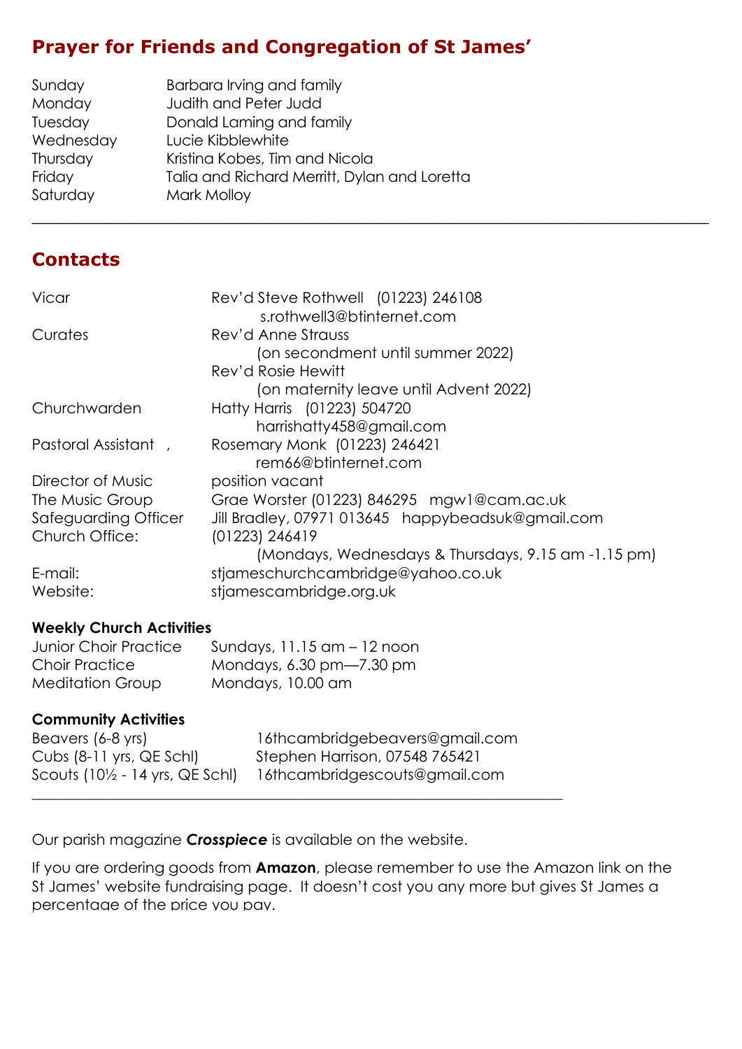## Prayer for Friends and Congregation of St James'

| | |
|---|---|
| Sunday | Barbara Irving and family |
| Monday | Judith and Peter Judd |
| Tuesday | Donald Laming and family |
| Wednesday | Lucie Kibblewhite |
| Thursday | Kristina Kobes, Tim and Nicola |
| Friday | Talia and Richard Merritt, Dylan and Loretta |
| Saturday | Mark Molloy |

---

## Contacts

| | |
|---|---|
| Vicar | Rev'd Steve Rothwell (01223) 246108<br>s.rothwell3@btinternet.com |
| Curates | Rev'd Anne Strauss<br>(on secondment until summer 2022)<br>Rev'd Rosie Hewitt<br>(on maternity leave until Advent 2022) |
| Churchwarden | Hatty Harris (01223) 504720<br>harrishatty458@gmail.com |
| Pastoral Assistant , | Rosemary Monk (01223) 246421<br>rem66@btinternet.com |
| Director of Music | position vacant |
| The Music Group | Grae Worster (01223) 846295 mgw1@cam.ac.uk |
| Safeguarding Officer | Jill Bradley, 07971 013645 happybeadsuk@gmail.com |
| Church Office: | (01223) 246419<br>(Mondays, Wednesdays & Thursdays, 9.15 am -1.15 pm) |
| E-mail: | stjameschurchcambridge@yahoo.co.uk |
| Website: | stjamescambridge.org.uk |

### Weekly Church Activities

| | |
|---|---|
| Junior Choir Practice | Sundays, 11.15 am – 12 noon |
| Choir Practice | Mondays, 6.30 pm—7.30 pm |
| Meditation Group | Mondays, 10.00 am |

### Community Activities

| | |
|---|---|
| Beavers (6-8 yrs) | 16thcambridgebeavers@gmail.com |
| Cubs (8-11 yrs, QE Schl) | Stephen Harrison, 07548 765421 |
| Scouts (10½ - 14 yrs, QE Schl) | 16thcambridgescouts@gmail.com |

---

Our parish magazine ***Crosspiece*** is available on the website.

If you are ordering goods from **Amazon**, please remember to use the Amazon link on the St James' website fundraising page. It doesn't cost you any more but gives St James a percentage of the price you pay.